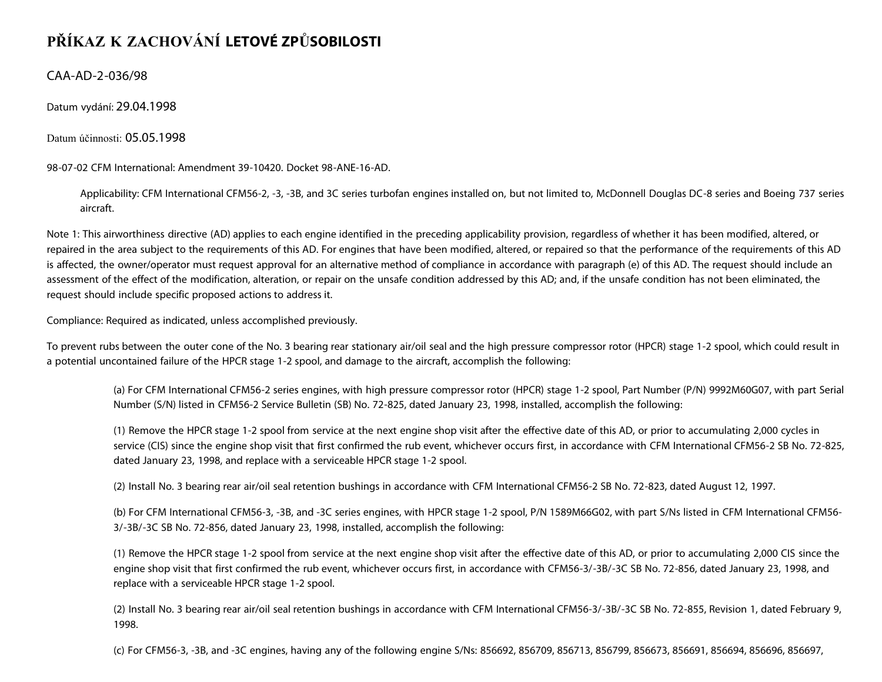# PŘÍKAZ K ZACHOVÁNÍ LETOVÉ ZPŮSOBILOSTI

CAA-AD-2-036/98

Datum vydání: 29.04.1998

Datum účinnosti: 05.05.1998

98-07-02 CFM International: Amendment 39-10420. Docket 98-ANE-16-AD.

> Applicability: CFM International CFM56-2, -3, -3B, and 3C series turbofan engines installed on, but not limited to, McDonnell Douglas DC-8 series and Boeing 737 series aircraft.

Note 1: This airworthiness directive (AD) applies to each engine identified in the preceding applicability provision, regardless of whether it has been modified, altered, or repaired in the area subject to the requirements of this AD. For engines that have been modified, altered, or repaired so that the performance of the requirements of this AD is affected, the owner/operator must request approval for an alternative method of compliance in accordance with paragraph (e) of this AD. The request should include an assessment of the effect of the modification, alteration, or repair on the unsafe condition addressed by this AD; and, if the unsafe condition has not been eliminated, the request should include specific proposed actions to address it.

Compliance: Required as indicated, unless accomplished previously.

To prevent rubs between the outer cone of the No. 3 bearing rear stationary air/oil seal and the high pressure compressor rotor (HPCR) stage 1-2 spool, which could result in a potential uncontained failure of the HPCR stage 1-2 spool, and damage to the aircraft, accomplish the following:

> (a) For CFM International CFM56-2 series engines, with high pressure compressor rotor (HPCR) stage 1-2 spool, Part Number (P/N) 9992M60G07, with part Serial Number (S/N) listed in CFM56-2 Service Bulletin (SB) No. 72-825, dated January 23, 1998, installed, accomplish the following:
>
> (1) Remove the HPCR stage 1-2 spool from service at the next engine shop visit after the effective date of this AD, or prior to accumulating 2,000 cycles in service (CIS) since the engine shop visit that first confirmed the rub event, whichever occurs first, in accordance with CFM International CFM56-2 SB No. 72-825, dated January 23, 1998, and replace with a serviceable HPCR stage 1-2 spool.
>
> (2) Install No. 3 bearing rear air/oil seal retention bushings in accordance with CFM International CFM56-2 SB No. 72-823, dated August 12, 1997.
>
> (b) For CFM International CFM56-3, -3B, and -3C series engines, with HPCR stage 1-2 spool, P/N 1589M66G02, with part S/Ns listed in CFM International CFM56-3/-3B/-3C SB No. 72-856, dated January 23, 1998, installed, accomplish the following:
>
> (1) Remove the HPCR stage 1-2 spool from service at the next engine shop visit after the effective date of this AD, or prior to accumulating 2,000 CIS since the engine shop visit that first confirmed the rub event, whichever occurs first, in accordance with CFM56-3/-3B/-3C SB No. 72-856, dated January 23, 1998, and replace with a serviceable HPCR stage 1-2 spool.
>
> (2) Install No. 3 bearing rear air/oil seal retention bushings in accordance with CFM International CFM56-3/-3B/-3C SB No. 72-855, Revision 1, dated February 9, 1998.
>
> (c) For CFM56-3, -3B, and -3C engines, having any of the following engine S/Ns: 856692, 856709, 856713, 856799, 856673, 856691, 856694, 856696, 856697,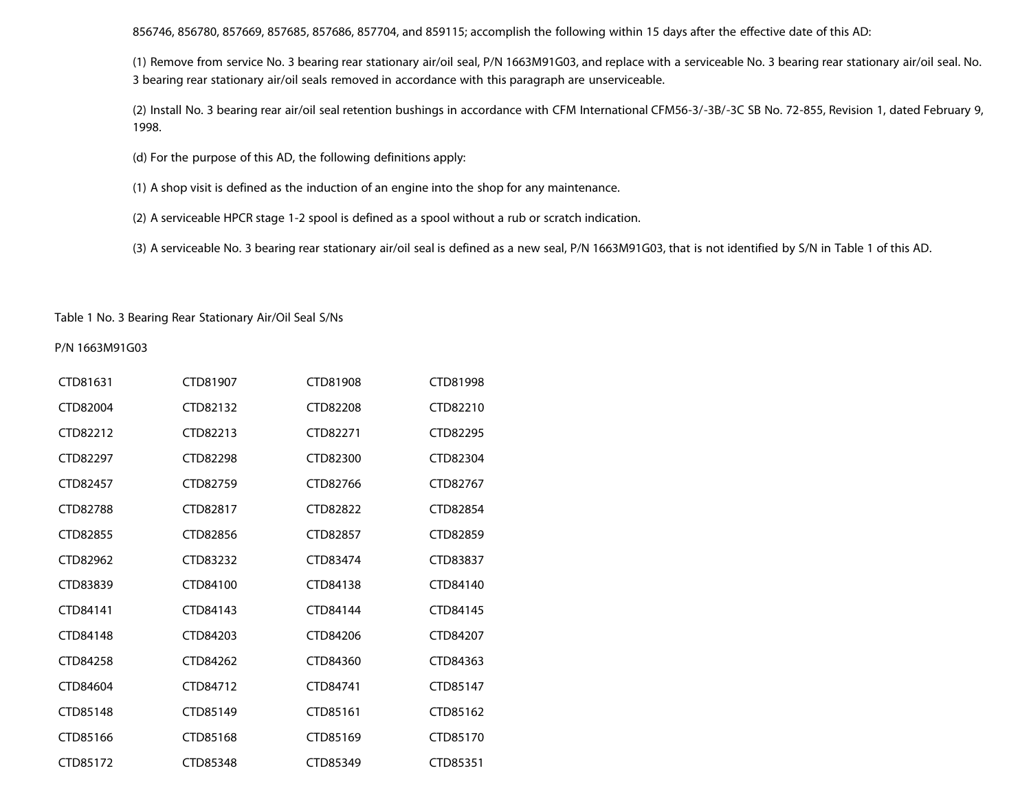856746, 856780, 857669, 857685, 857686, 857704, and 859115; accomplish the following within 15 days after the effective date of this AD:

(1) Remove from service No. 3 bearing rear stationary air/oil seal, P/N 1663M91G03, and replace with a serviceable No. 3 bearing rear stationary air/oil seal. No. 3 bearing rear stationary air/oil seals removed in accordance with this paragraph are unserviceable.

(2) Install No. 3 bearing rear air/oil seal retention bushings in accordance with CFM International CFM56-3/-3B/-3C SB No. 72-855, Revision 1, dated February 9, 1998.

(d) For the purpose of this AD, the following definitions apply:

(1) A shop visit is defined as the induction of an engine into the shop for any maintenance.

(2) A serviceable HPCR stage 1-2 spool is defined as a spool without a rub or scratch indication.

(3) A serviceable No. 3 bearing rear stationary air/oil seal is defined as a new seal, P/N 1663M91G03, that is not identified by S/N in Table 1 of this AD.

Table 1 No. 3 Bearing Rear Stationary Air/Oil Seal S/Ns

P/N 1663M91G03

| | | | |
|---|---|---|---|
| CTD81631 | CTD81907 | CTD81908 | CTD81998 |
| CTD82004 | CTD82132 | CTD82208 | CTD82210 |
| CTD82212 | CTD82213 | CTD82271 | CTD82295 |
| CTD82297 | CTD82298 | CTD82300 | CTD82304 |
| CTD82457 | CTD82759 | CTD82766 | CTD82767 |
| CTD82788 | CTD82817 | CTD82822 | CTD82854 |
| CTD82855 | CTD82856 | CTD82857 | CTD82859 |
| CTD82962 | CTD83232 | CTD83474 | CTD83837 |
| CTD83839 | CTD84100 | CTD84138 | CTD84140 |
| CTD84141 | CTD84143 | CTD84144 | CTD84145 |
| CTD84148 | CTD84203 | CTD84206 | CTD84207 |
| CTD84258 | CTD84262 | CTD84360 | CTD84363 |
| CTD84604 | CTD84712 | CTD84741 | CTD85147 |
| CTD85148 | CTD85149 | CTD85161 | CTD85162 |
| CTD85166 | CTD85168 | CTD85169 | CTD85170 |
| CTD85172 | CTD85348 | CTD85349 | CTD85351 |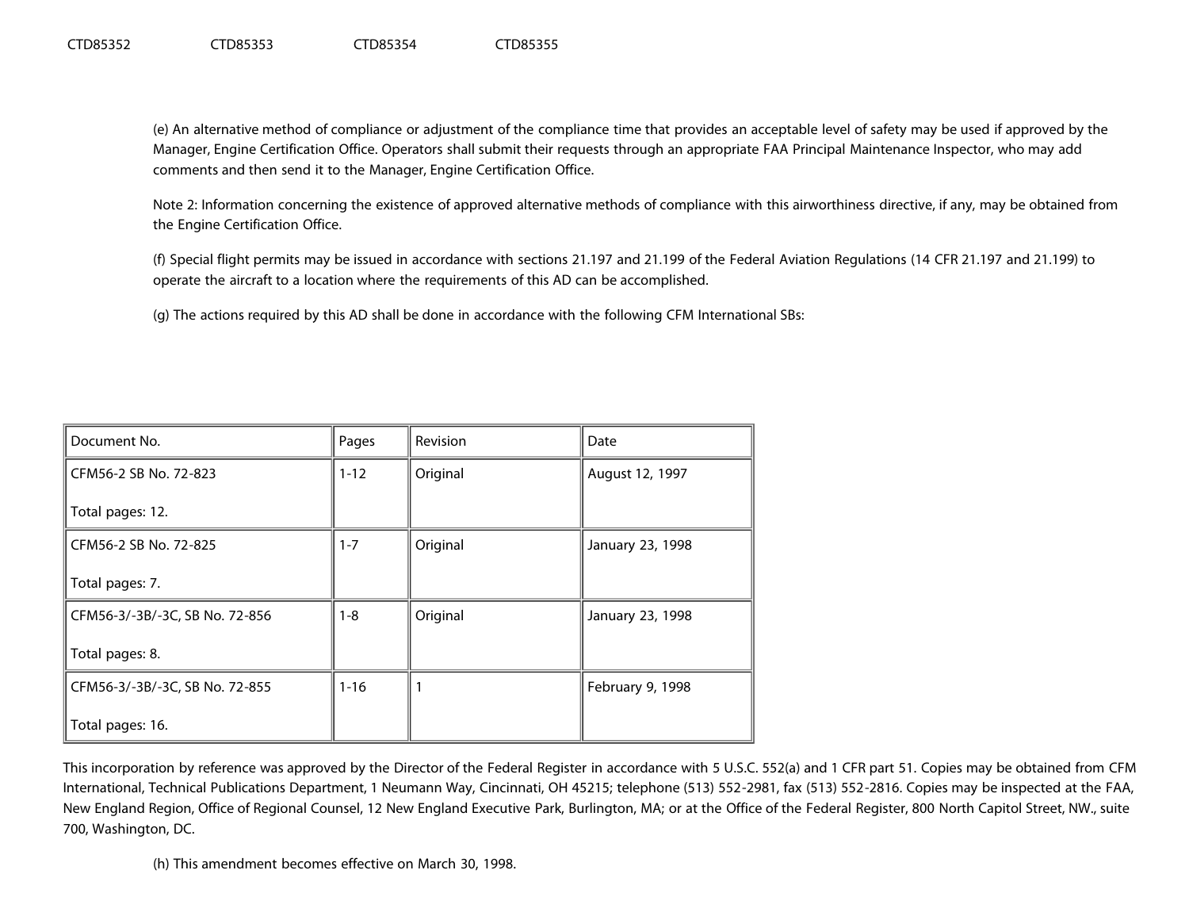CTD85352 CTD85353 CTD85354 CTD85355

(e) An alternative method of compliance or adjustment of the compliance time that provides an acceptable level of safety may be used if approved by the Manager, Engine Certification Office. Operators shall submit their requests through an appropriate FAA Principal Maintenance Inspector, who may add comments and then send it to the Manager, Engine Certification Office.

Note 2: Information concerning the existence of approved alternative methods of compliance with this airworthiness directive, if any, may be obtained from the Engine Certification Office.

(f) Special flight permits may be issued in accordance with sections 21.197 and 21.199 of the Federal Aviation Regulations (14 CFR 21.197 and 21.199) to operate the aircraft to a location where the requirements of this AD can be accomplished.

(g) The actions required by this AD shall be done in accordance with the following CFM International SBs:

| Document No. | Pages | Revision | Date |
|---|---|---|---|
| CFM56-2 SB No. 72-823<br><br>Total pages: 12. | 1-12 | Original | August 12, 1997 |
| CFM56-2 SB No. 72-825<br><br>Total pages: 7. | 1-7 | Original | January 23, 1998 |
| CFM56-3/-3B/-3C, SB No. 72-856<br><br>Total pages: 8. | 1-8 | Original | January 23, 1998 |
| CFM56-3/-3B/-3C, SB No. 72-855<br><br>Total pages: 16. | 1-16 | 1 | February 9, 1998 |

This incorporation by reference was approved by the Director of the Federal Register in accordance with 5 U.S.C. 552(a) and 1 CFR part 51. Copies may be obtained from CFM International, Technical Publications Department, 1 Neumann Way, Cincinnati, OH 45215; telephone (513) 552-2981, fax (513) 552-2816. Copies may be inspected at the FAA, New England Region, Office of Regional Counsel, 12 New England Executive Park, Burlington, MA; or at the Office of the Federal Register, 800 North Capitol Street, NW., suite 700, Washington, DC.

(h) This amendment becomes effective on March 30, 1998.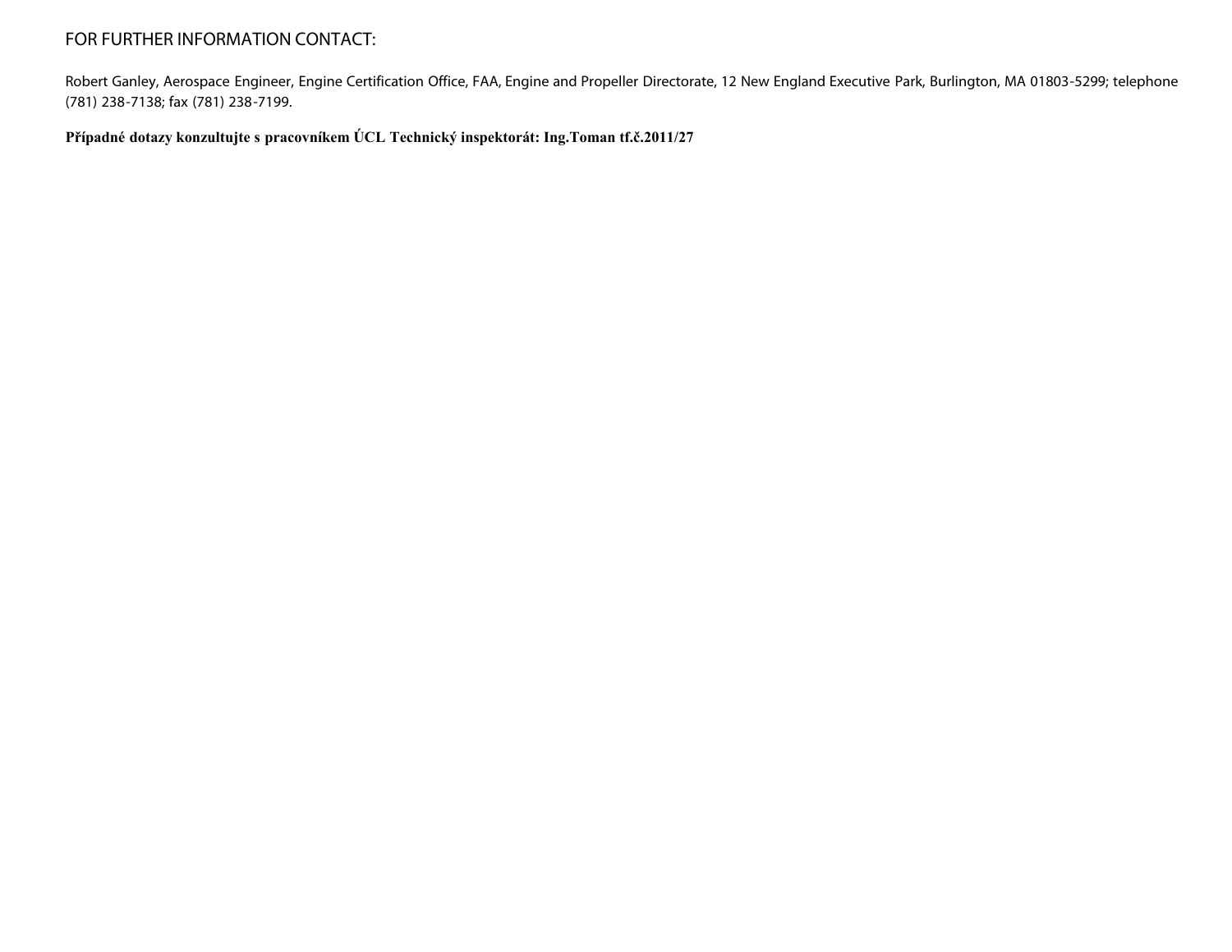FOR FURTHER INFORMATION CONTACT:

Robert Ganley, Aerospace Engineer, Engine Certification Office, FAA, Engine and Propeller Directorate, 12 New England Executive Park, Burlington, MA 01803-5299; telephone (781) 238-7138; fax (781) 238-7199.

**Případné dotazy konzultujte s pracovníkem ÚCL Technický inspektorát: Ing.Toman tf.č.2011/27**